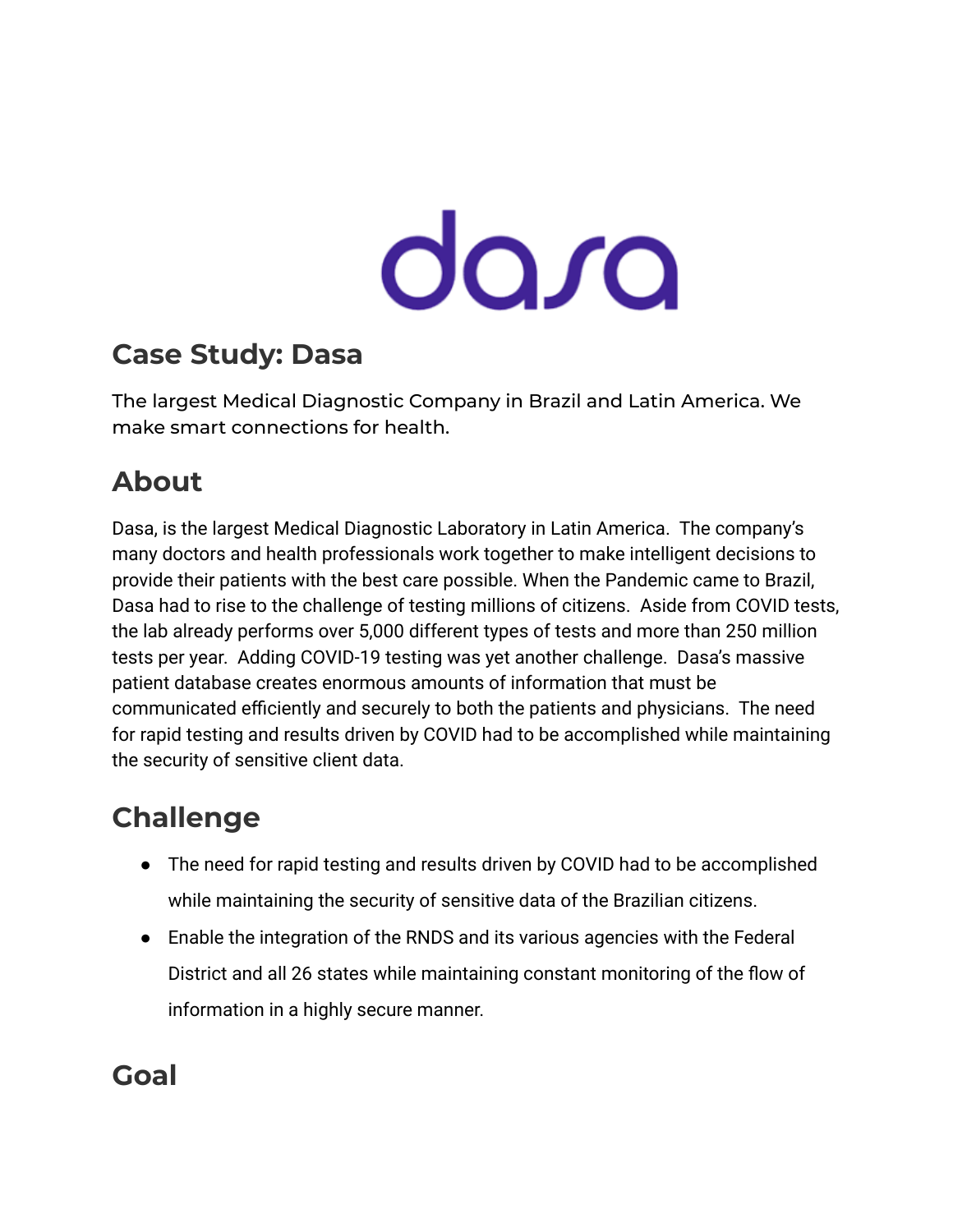# Case Study: Dasa

The largest Medical Diagnostic Company in Brazil and Latin America. We make smart connections for health.

## About

Dasa, is the largest Medical Diagnostic Laboratory in Latin America. The company's many doctors and health professionals work together to make intelligent decisions to provide their patients with the best care possible. When the Pandemic came to Brazil, Dasa had to rise to the challenge of testing millions of citizens. Aside from COVID tests, the lab already performs over 5,000 different types of tests and more than 250 million tests per year. Adding COVID-19 testing was yet another challenge. Dasa's massive patient database creates enormous amounts of information that must be communicated efficiently and securely to both the patients and physicians. The need for rapid testing and results driven by COVID had to be accomplished while maintaining the security of sensitive client data.

## Challenge

- The need for rapid testing and results driven by COVID had to be accomplished while maintaining the security of sensitive data of the Brazilian citizens.
- Enable the integration of the RNDS and its various agencies with the Federal District and all 26 states while maintaining constant monitoring of the flow of information in a highly secure manner.

## Goal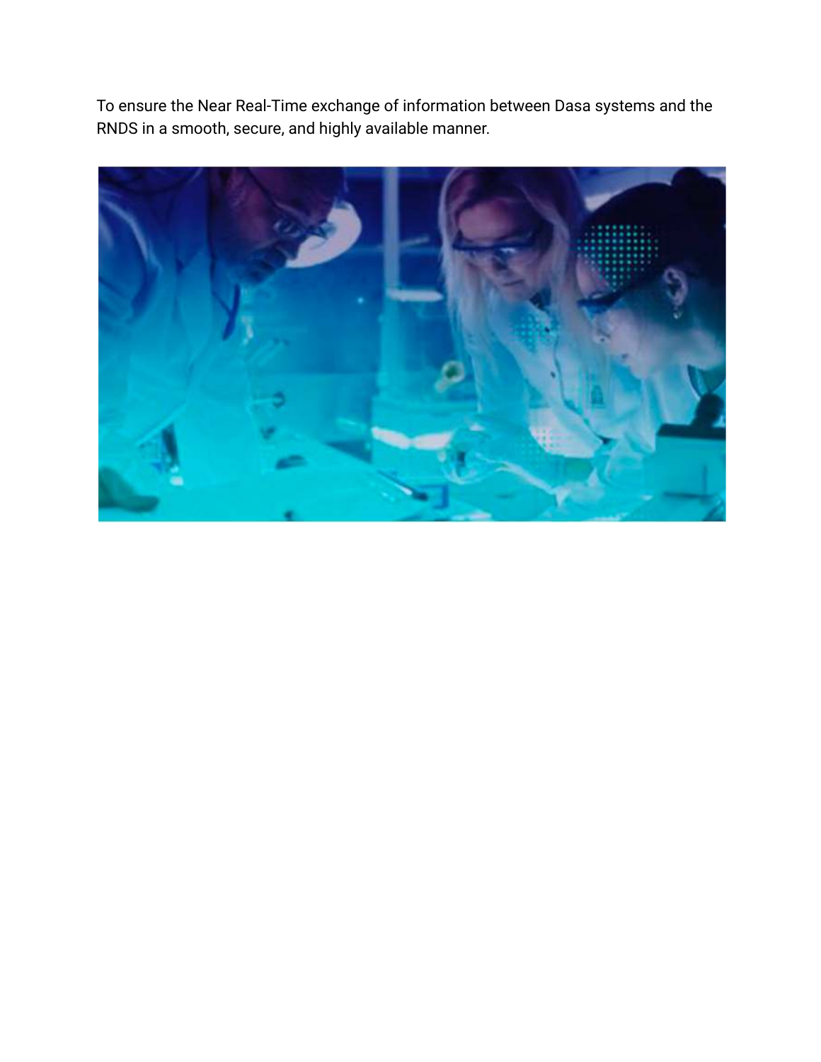To ensure the Near Real-Time exchange of information between Dasa systems and the RNDS in a smooth, secure, and highly available manner.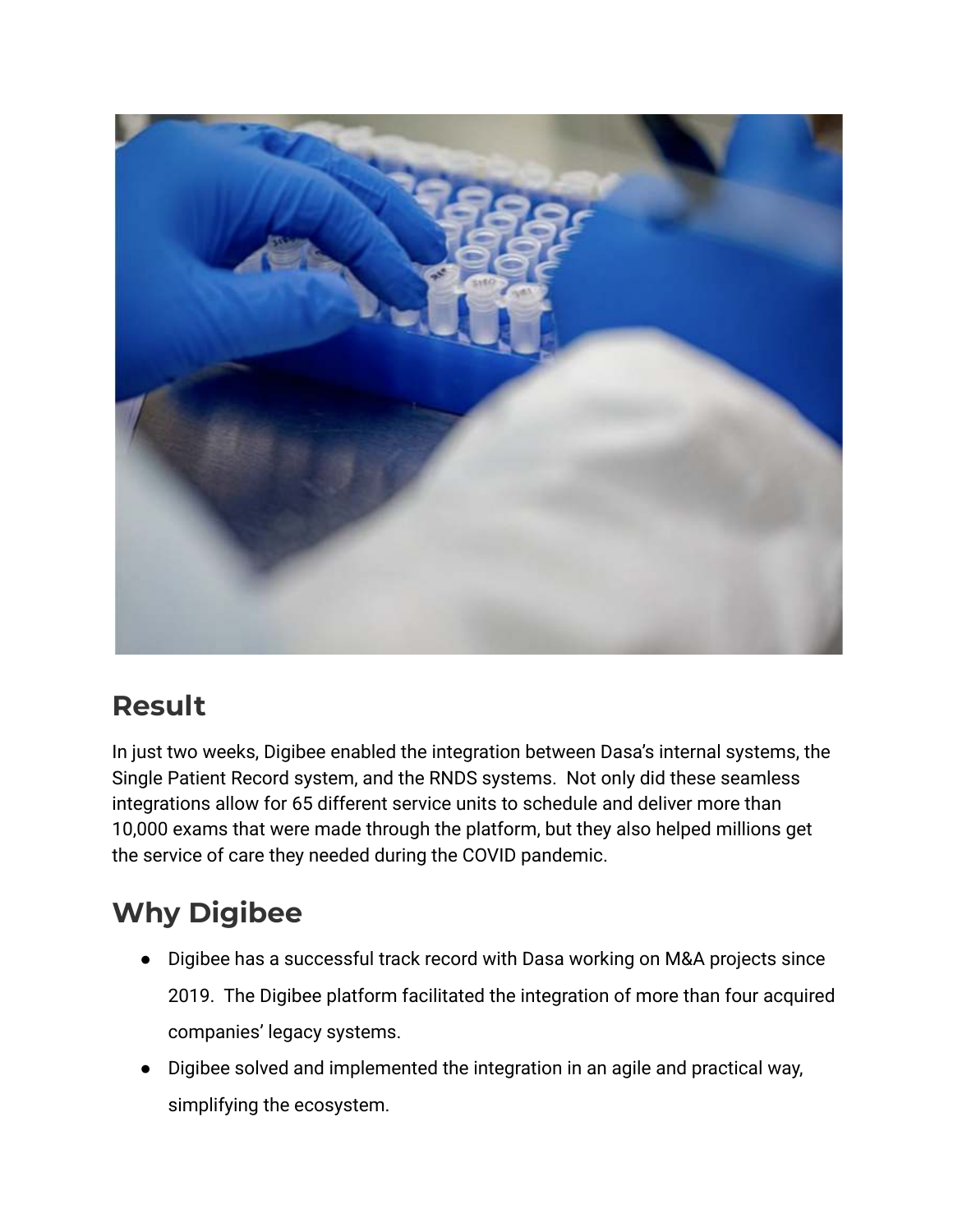## Result

In just two weeks, Digibee enabled the integration between Dasa's internal systems, the Single Patient Record system, and the RNDS systems. Not only did these seamless integrations allow for 65 different service units to schedule and deliver more than 10,000 exams that were made through the platform, but they also helped millions get the service of care they needed during the COVID pandemic.

## Why Digibee

- Digibee has a successful track record with Dasa working on M&A projects since 2019. The Digibee platform facilitated the integration of more than four acquired companies' legacy systems.
- Digibee solved and implemented the integration in an agile and practical way, simplifying the ecosystem.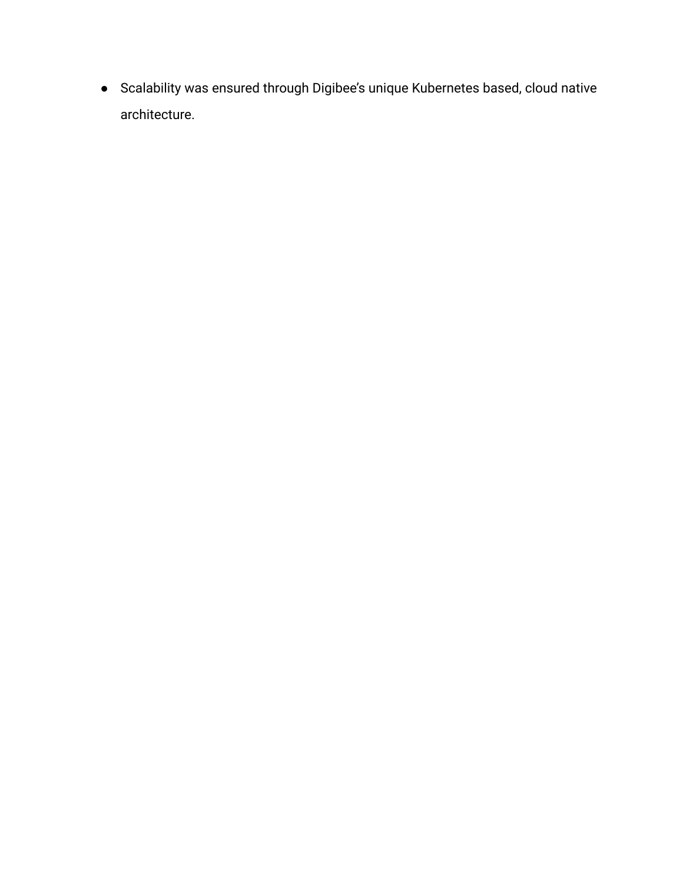- Scalability was ensured through Digibee's unique Kubernetes based, cloud native architecture.